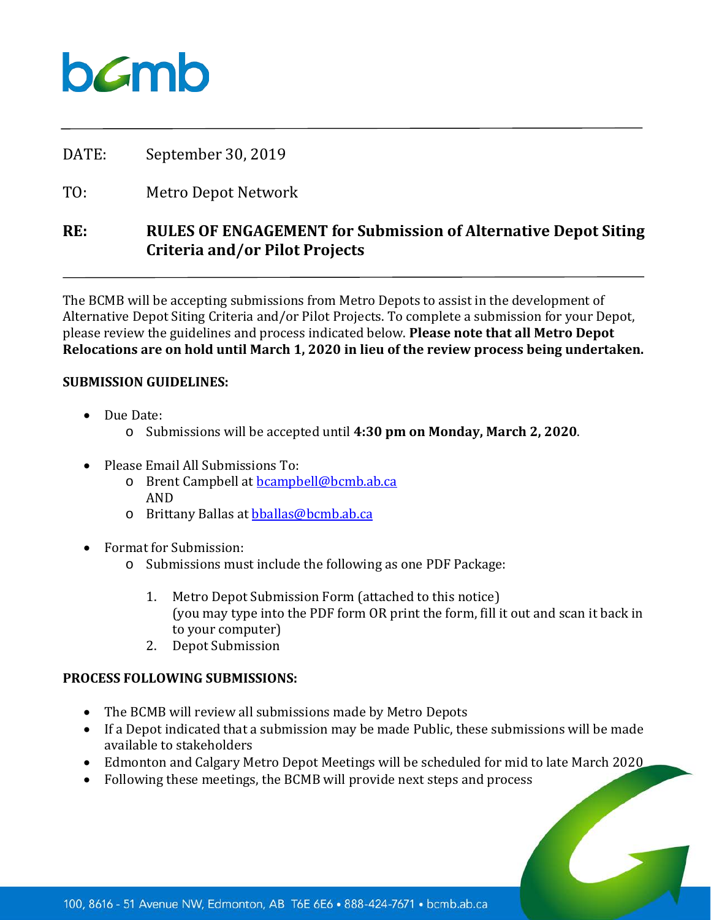bcmb

DATE: September 30, 2019

TO: Metro Depot Network

**RE: RULES OF ENGAGEMENT for Submission of Alternative Depot Siting Criteria and/or Pilot Projects**

The BCMB will be accepting submissions from Metro Depots to assist in the development of Alternative Depot Siting Criteria and/or Pilot Projects. To complete a submission for your Depot, please review the guidelines and process indicated below. **Please note that all Metro Depot Relocations are on hold until March 1, 2020 in lieu of the review process being undertaken.**

**SUBMISSION GUIDELINES:**

- Due Date:
  - Submissions will be accepted until **4:30 pm on Monday, March 2, 2020**.
- Please Email All Submissions To:
  - Brent Campbell at bcampbell@bcmb.ab.ca
    AND
  - Brittany Ballas at bballas@bcmb.ab.ca
- Format for Submission:
  - Submissions must include the following as one PDF Package:
    1. Metro Depot Submission Form (attached to this notice)
       (you may type into the PDF form OR print the form, fill it out and scan it back in to your computer)
    2. Depot Submission

**PROCESS FOLLOWING SUBMISSIONS:**

- The BCMB will review all submissions made by Metro Depots
- If a Depot indicated that a submission may be made Public, these submissions will be made available to stakeholders
- Edmonton and Calgary Metro Depot Meetings will be scheduled for mid to late March 2020
- Following these meetings, the BCMB will provide next steps and process

100, 8616 - 51 Avenue NW, Edmonton, AB T6E 6E6 • 888-424-7671 • bcmb.ab.ca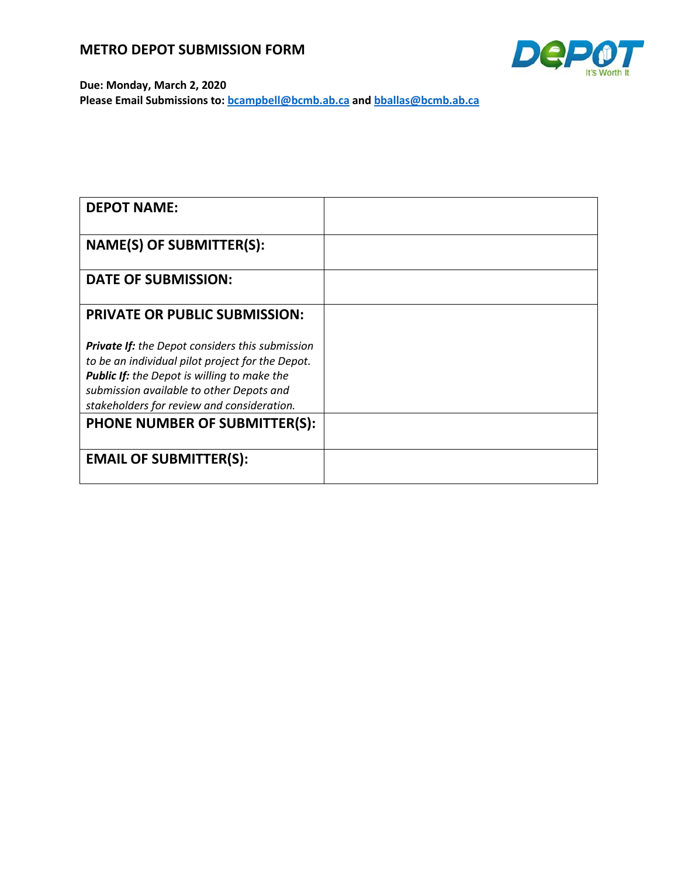# METRO DEPOT SUBMISSION FORM

**Due: Monday, March 2, 2020**
**Please Email Submissions to: [bcampbell@bcmb.ab.ca](mailto:bcampbell@bcmb.ab.ca) and [bballas@bcmb.ab.ca](mailto:bballas@bcmb.ab.ca)**

| | |
|---|---|
| **DEPOT NAME:** | |
| **NAME(S) OF SUBMITTER(S):** | |
| **DATE OF SUBMISSION:** | |
| **PRIVATE OR PUBLIC SUBMISSION:**<br><br>***Private If:*** *the Depot considers this submission to be an individual pilot project for the Depot.*<br>***Public If:*** *the Depot is willing to make the submission available to other Depots and stakeholders for review and consideration.* | |
| **PHONE NUMBER OF SUBMITTER(S):** | |
| **EMAIL OF SUBMITTER(S):** | |